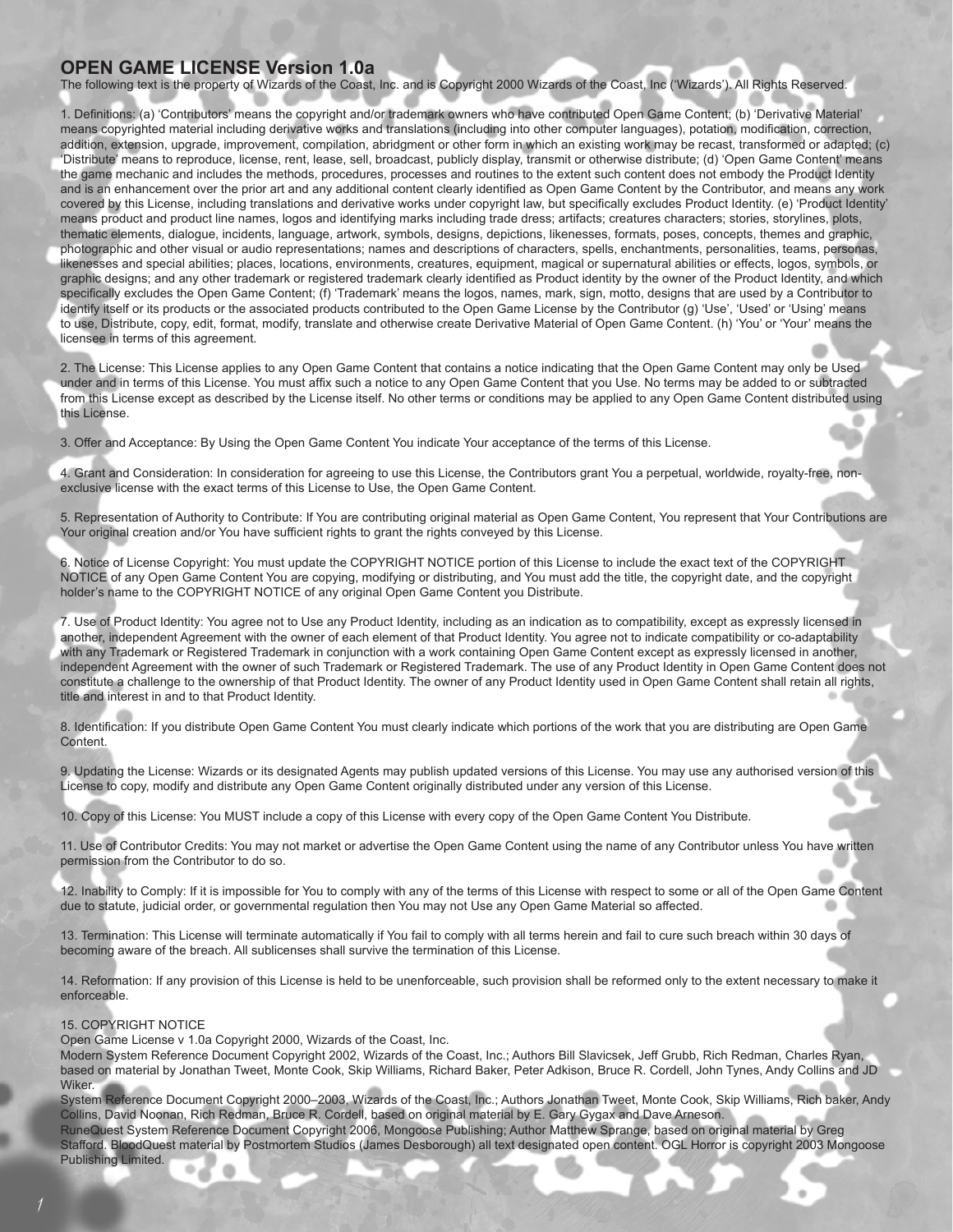# OPEN GAME LICENSE Version 1.0a

The following text is the property of Wizards of the Coast, Inc. and is Copyright 2000 Wizards of the Coast, Inc ('Wizards'). All Rights Reserved.

1. Definitions: (a) 'Contributors' means the copyright and/or trademark owners who have contributed Open Game Content; (b) 'Derivative Material' means copyrighted material including derivative works and translations (including into other computer languages), potation, modification, correction, addition, extension, upgrade, improvement, compilation, abridgment or other form in which an existing work may be recast, transformed or adapted; (c) 'Distribute' means to reproduce, license, rent, lease, sell, broadcast, publicly display, transmit or otherwise distribute; (d) 'Open Game Content' means the game mechanic and includes the methods, procedures, processes and routines to the extent such content does not embody the Product Identity and is an enhancement over the prior art and any additional content clearly identified as Open Game Content by the Contributor, and means any work covered by this License, including translations and derivative works under copyright law, but specifically excludes Product Identity. (e) 'Product Identity' means product and product line names, logos and identifying marks including trade dress; artifacts; creatures characters; stories, storylines, plots, thematic elements, dialogue, incidents, language, artwork, symbols, designs, depictions, likenesses, formats, poses, concepts, themes and graphic, photographic and other visual or audio representations; names and descriptions of characters, spells, enchantments, personalities, teams, personas, likenesses and special abilities; places, locations, environments, creatures, equipment, magical or supernatural abilities or effects, logos, symbols, or graphic designs; and any other trademark or registered trademark clearly identified as Product identity by the owner of the Product Identity, and which specifically excludes the Open Game Content; (f) 'Trademark' means the logos, names, mark, sign, motto, designs that are used by a Contributor to identify itself or its products or the associated products contributed to the Open Game License by the Contributor (g) 'Use', 'Used' or 'Using' means to use, Distribute, copy, edit, format, modify, translate and otherwise create Derivative Material of Open Game Content. (h) 'You' or 'Your' means the licensee in terms of this agreement.

2. The License: This License applies to any Open Game Content that contains a notice indicating that the Open Game Content may only be Used under and in terms of this License. You must affix such a notice to any Open Game Content that you Use. No terms may be added to or subtracted from this License except as described by the License itself. No other terms or conditions may be applied to any Open Game Content distributed using this License.

3. Offer and Acceptance: By Using the Open Game Content You indicate Your acceptance of the terms of this License.

4. Grant and Consideration: In consideration for agreeing to use this License, the Contributors grant You a perpetual, worldwide, royalty-free, non-exclusive license with the exact terms of this License to Use, the Open Game Content.

5. Representation of Authority to Contribute: If You are contributing original material as Open Game Content, You represent that Your Contributions are Your original creation and/or You have sufficient rights to grant the rights conveyed by this License.

6. Notice of License Copyright: You must update the COPYRIGHT NOTICE portion of this License to include the exact text of the COPYRIGHT NOTICE of any Open Game Content You are copying, modifying or distributing, and You must add the title, the copyright date, and the copyright holder's name to the COPYRIGHT NOTICE of any original Open Game Content you Distribute.

7. Use of Product Identity: You agree not to Use any Product Identity, including as an indication as to compatibility, except as expressly licensed in another, independent Agreement with the owner of each element of that Product Identity. You agree not to indicate compatibility or co-adaptability with any Trademark or Registered Trademark in conjunction with a work containing Open Game Content except as expressly licensed in another, independent Agreement with the owner of such Trademark or Registered Trademark. The use of any Product Identity in Open Game Content does not constitute a challenge to the ownership of that Product Identity. The owner of any Product Identity used in Open Game Content shall retain all rights, title and interest in and to that Product Identity.

8. Identification: If you distribute Open Game Content You must clearly indicate which portions of the work that you are distributing are Open Game Content.

9. Updating the License: Wizards or its designated Agents may publish updated versions of this License. You may use any authorised version of this License to copy, modify and distribute any Open Game Content originally distributed under any version of this License.

10. Copy of this License: You MUST include a copy of this License with every copy of the Open Game Content You Distribute.

11. Use of Contributor Credits: You may not market or advertise the Open Game Content using the name of any Contributor unless You have written permission from the Contributor to do so.

12. Inability to Comply: If it is impossible for You to comply with any of the terms of this License with respect to some or all of the Open Game Content due to statute, judicial order, or governmental regulation then You may not Use any Open Game Material so affected.

13. Termination: This License will terminate automatically if You fail to comply with all terms herein and fail to cure such breach within 30 days of becoming aware of the breach. All sublicenses shall survive the termination of this License.

14. Reformation: If any provision of this License is held to be unenforceable, such provision shall be reformed only to the extent necessary to make it enforceable.

15. COPYRIGHT NOTICE

Open Game License v 1.0a Copyright 2000, Wizards of the Coast, Inc.

Modern System Reference Document Copyright 2002, Wizards of the Coast, Inc.; Authors Bill Slavicsek, Jeff Grubb, Rich Redman, Charles Ryan, based on material by Jonathan Tweet, Monte Cook, Skip Williams, Richard Baker, Peter Adkison, Bruce R. Cordell, John Tynes, Andy Collins and JD Wiker.

System Reference Document Copyright 2000–2003, Wizards of the Coast, Inc.; Authors Jonathan Tweet, Monte Cook, Skip Williams, Rich baker, Andy Collins, David Noonan, Rich Redman, Bruce R. Cordell, based on original material by E. Gary Gygax and Dave Arneson.

RuneQuest System Reference Document Copyright 2006, Mongoose Publishing; Author Matthew Sprange, based on original material by Greg Stafford. BloodQuest material by Postmortem Studios (James Desborough) all text designated open content. OGL Horror is copyright 2003 Mongoose Publishing Limited.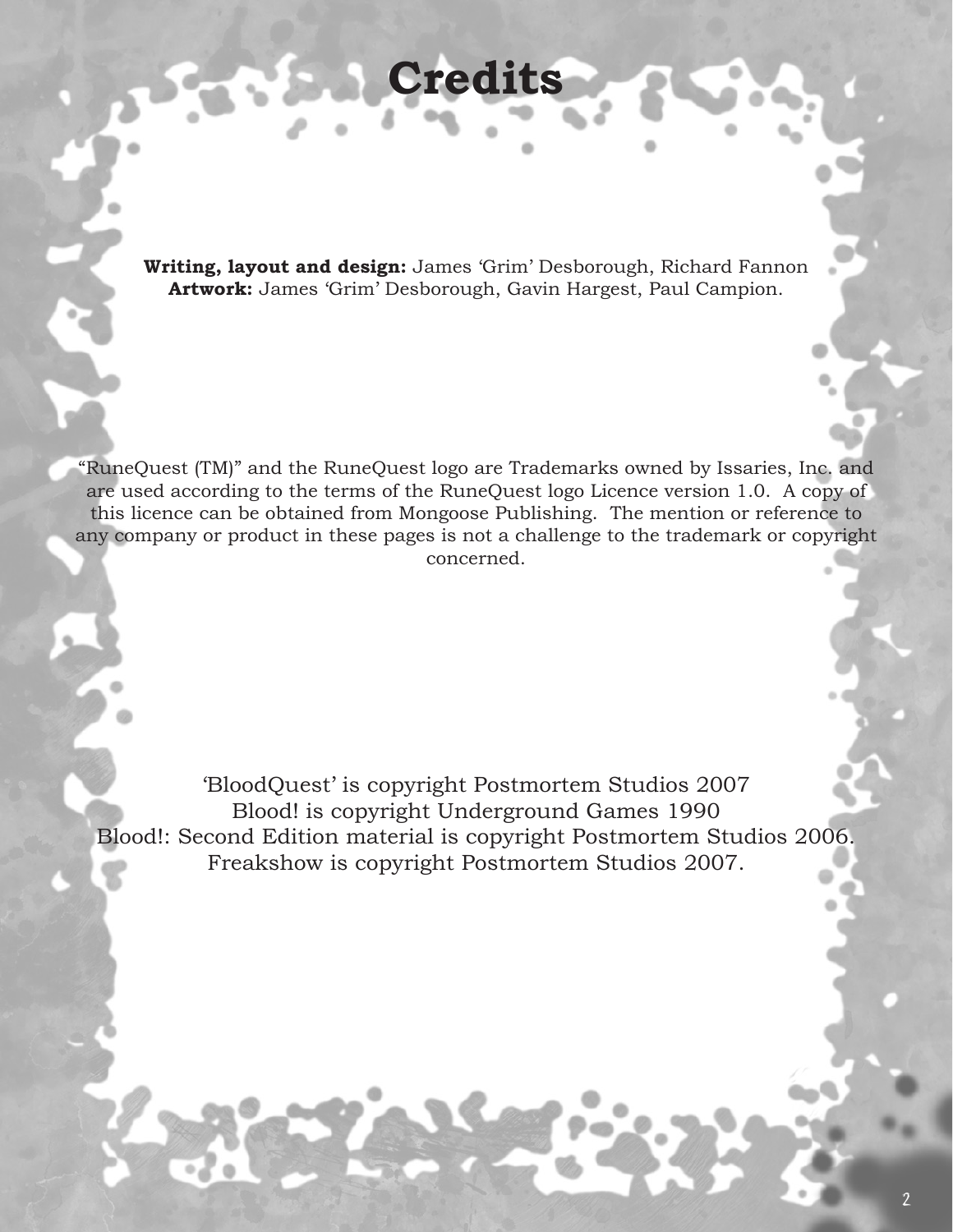# Credits

**Writing, layout and design:** James 'Grim' Desborough, Richard Fannon
**Artwork:** James 'Grim' Desborough, Gavin Hargest, Paul Campion.

"RuneQuest (TM)" and the RuneQuest logo are Trademarks owned by Issaries, Inc. and are used according to the terms of the RuneQuest logo Licence version 1.0. A copy of this licence can be obtained from Mongoose Publishing. The mention or reference to any company or product in these pages is not a challenge to the trademark or copyright concerned.

'BloodQuest' is copyright Postmortem Studios 2007
Blood! is copyright Underground Games 1990
Blood!: Second Edition material is copyright Postmortem Studios 2006.
Freakshow is copyright Postmortem Studios 2007.